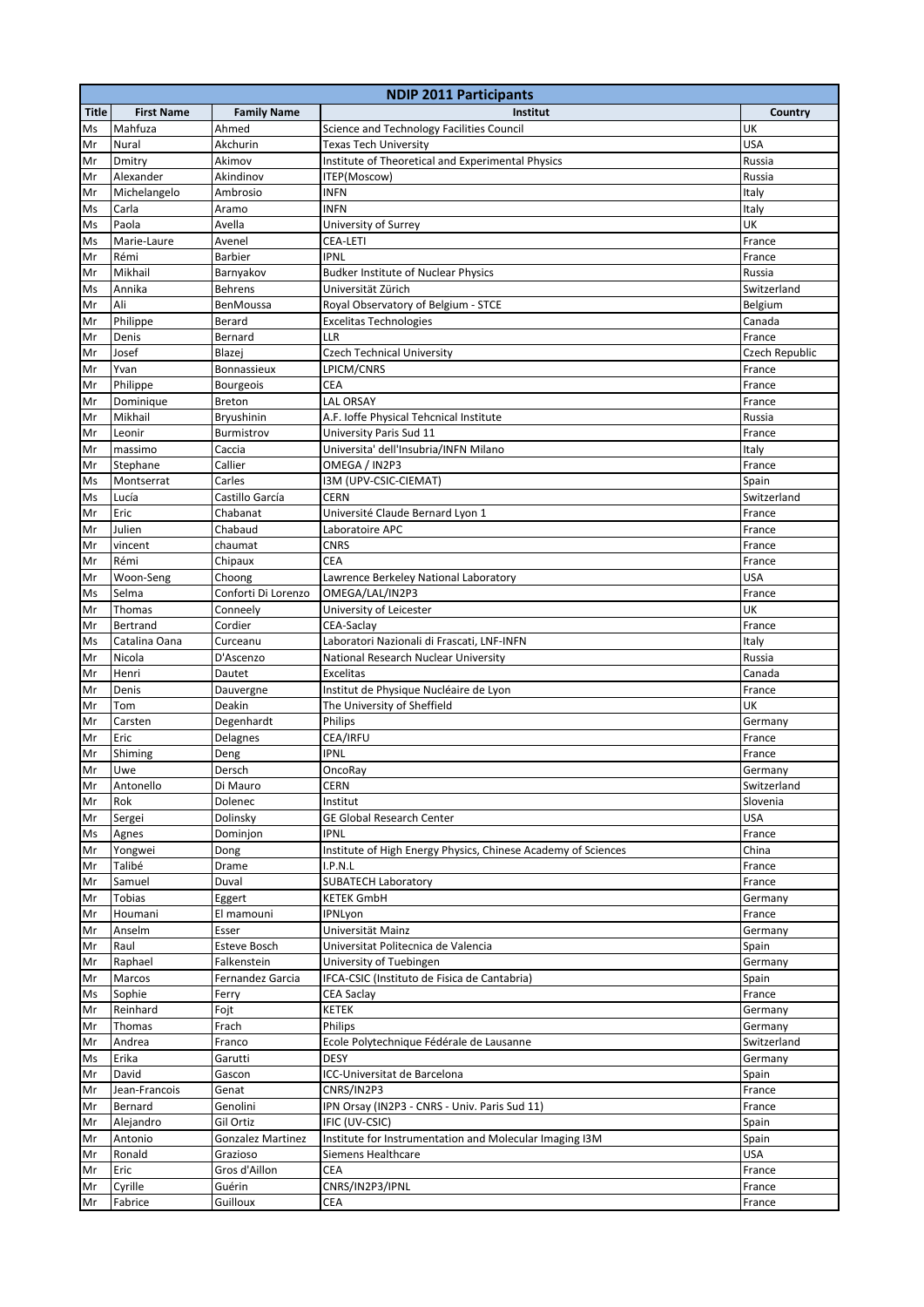| NDIP 2011 Participants | | | | |
|---|---|---|---|---|
| **Title** | **First Name** | **Family Name** | **Institut** | **Country** |
| Ms | Mahfuza | Ahmed | Science and Technology Facilities Council | UK |
| Mr | Nural | Akchurin | Texas Tech University | USA |
| Mr | Dmitry | Akimov | Institute of Theoretical and Experimental Physics | Russia |
| Mr | Alexander | Akindinov | ITEP(Moscow) | Russia |
| Mr | Michelangelo | Ambrosio | INFN | Italy |
| Ms | Carla | Aramo | INFN | Italy |
| Ms | Paola | Avella | University of Surrey | UK |
| Ms | Marie-Laure | Avenel | CEA-LETI | France |
| Mr | Rémi | Barbier | IPNL | France |
| Mr | Mikhail | Barnyakov | Budker Institute of Nuclear Physics | Russia |
| Ms | Annika | Behrens | Universität Zürich | Switzerland |
| Mr | Ali | BenMoussa | Royal Observatory of Belgium - STCE | Belgium |
| Mr | Philippe | Berard | Excelitas Technologies | Canada |
| Mr | Denis | Bernard | LLR | France |
| Mr | Josef | Blazej | Czech Technical University | Czech Republic |
| Mr | Yvan | Bonnassieux | LPICM/CNRS | France |
| Mr | Philippe | Bourgeois | CEA | France |
| Mr | Dominique | Breton | LAL ORSAY | France |
| Mr | Mikhail | Bryushinin | A.F. Ioffe Physical Tehcnical Institute | Russia |
| Mr | Leonir | Burmistrov | University Paris Sud 11 | France |
| Mr | massimo | Caccia | Universita' dell'Insubria/INFN Milano | Italy |
| Mr | Stephane | Callier | OMEGA / IN2P3 | France |
| Ms | Montserrat | Carles | I3M (UPV-CSIC-CIEMAT) | Spain |
| Ms | Lucía | Castillo García | CERN | Switzerland |
| Mr | Eric | Chabanat | Université Claude Bernard Lyon 1 | France |
| Mr | Julien | Chabaud | Laboratoire APC | France |
| Mr | vincent | chaumat | CNRS | France |
| Mr | Rémi | Chipaux | CEA | France |
| Mr | Woon-Seng | Choong | Lawrence Berkeley National Laboratory | USA |
| Ms | Selma | Conforti Di Lorenzo | OMEGA/LAL/IN2P3 | France |
| Mr | Thomas | Conneely | University of Leicester | UK |
| Mr | Bertrand | Cordier | CEA-Saclay | France |
| Ms | Catalina Oana | Curceanu | Laboratori Nazionali di Frascati, LNF-INFN | Italy |
| Mr | Nicola | D'Ascenzo | National Research Nuclear University | Russia |
| Mr | Henri | Dautet | Excelitas | Canada |
| Mr | Denis | Dauvergne | Institut de Physique Nucléaire de Lyon | France |
| Mr | Tom | Deakin | The University of Sheffield | UK |
| Mr | Carsten | Degenhardt | Philips | Germany |
| Mr | Eric | Delagnes | CEA/IRFU | France |
| Mr | Shiming | Deng | IPNL | France |
| Mr | Uwe | Dersch | OncoRay | Germany |
| Mr | Antonello | Di Mauro | CERN | Switzerland |
| Mr | Rok | Dolenec | Institut | Slovenia |
| Mr | Sergei | Dolinsky | GE Global Research Center | USA |
| Ms | Agnes | Dominjon | IPNL | France |
| Mr | Yongwei | Dong | Institute of High Energy Physics, Chinese Academy of Sciences | China |
| Mr | Talibé | Drame | I.P.N.L | France |
| Mr | Samuel | Duval | SUBATECH Laboratory | France |
| Mr | Tobias | Eggert | KETEK GmbH | Germany |
| Mr | Houmani | El mamouni | IPNLyon | France |
| Mr | Anselm | Esser | Universität Mainz | Germany |
| Mr | Raul | Esteve Bosch | Universitat Politecnica de Valencia | Spain |
| Mr | Raphael | Falkenstein | University of Tuebingen | Germany |
| Mr | Marcos | Fernandez Garcia | IFCA-CSIC (Instituto de Fisica de Cantabria) | Spain |
| Ms | Sophie | Ferry | CEA Saclay | France |
| Mr | Reinhard | Fojt | KETEK | Germany |
| Mr | Thomas | Frach | Philips | Germany |
| Mr | Andrea | Franco | Ecole Polytechnique Fédérale de Lausanne | Switzerland |
| Ms | Erika | Garutti | DESY | Germany |
| Mr | David | Gascon | ICC-Universitat de Barcelona | Spain |
| Mr | Jean-Francois | Genat | CNRS/IN2P3 | France |
| Mr | Bernard | Genolini | IPN Orsay (IN2P3 - CNRS - Univ. Paris Sud 11) | France |
| Mr | Alejandro | Gil Ortiz | IFIC (UV-CSIC) | Spain |
| Mr | Antonio | Gonzalez Martinez | Institute for Instrumentation and Molecular Imaging I3M | Spain |
| Mr | Ronald | Grazioso | Siemens Healthcare | USA |
| Mr | Eric | Gros d'Aillon | CEA | France |
| Mr | Cyrille | Guérin | CNRS/IN2P3/IPNL | France |
| Mr | Fabrice | Guilloux | CEA | France |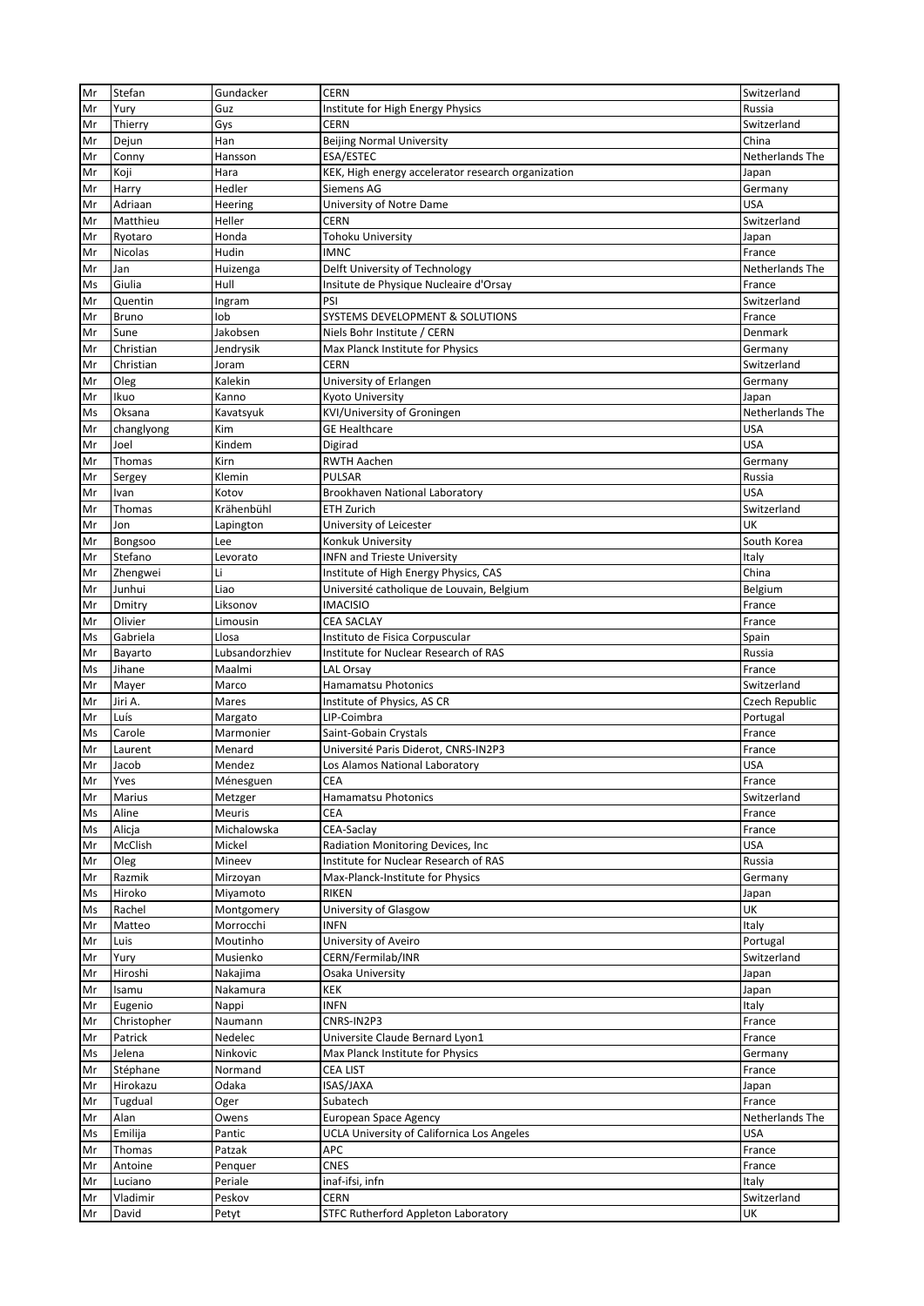| Mr | Stefan | Gundacker | CERN | Switzerland |
|---|---|---|---|---|
| Mr | Yury | Guz | Institute for High Energy Physics | Russia |
| Mr | Thierry | Gys | CERN | Switzerland |
| Mr | Dejun | Han | Beijing Normal University | China |
| Mr | Conny | Hansson | ESA/ESTEC | Netherlands The |
| Mr | Koji | Hara | KEK, High energy accelerator research organization | Japan |
| Mr | Harry | Hedler | Siemens AG | Germany |
| Mr | Adriaan | Heering | University of Notre Dame | USA |
| Mr | Matthieu | Heller | CERN | Switzerland |
| Mr | Ryotaro | Honda | Tohoku University | Japan |
| Mr | Nicolas | Hudin | IMNC | France |
| Mr | Jan | Huizenga | Delft University of Technology | Netherlands The |
| Ms | Giulia | Hull | Insitute de Physique Nucleaire d'Orsay | France |
| Mr | Quentin | Ingram | PSI | Switzerland |
| Mr | Bruno | Iob | SYSTEMS DEVELOPMENT & SOLUTIONS | France |
| Mr | Sune | Jakobsen | Niels Bohr Institute / CERN | Denmark |
| Mr | Christian | Jendrysik | Max Planck Institute for Physics | Germany |
| Mr | Christian | Joram | CERN | Switzerland |
| Mr | Oleg | Kalekin | University of Erlangen | Germany |
| Mr | Ikuo | Kanno | Kyoto University | Japan |
| Ms | Oksana | Kavatsyuk | KVI/University of Groningen | Netherlands The |
| Mr | changlyong | Kim | GE Healthcare | USA |
| Mr | Joel | Kindem | Digirad | USA |
| Mr | Thomas | Kirn | RWTH Aachen | Germany |
| Mr | Sergey | Klemin | PULSAR | Russia |
| Mr | Ivan | Kotov | Brookhaven National Laboratory | USA |
| Mr | Thomas | Krähenbühl | ETH Zurich | Switzerland |
| Mr | Jon | Lapington | University of Leicester | UK |
| Mr | Bongsoo | Lee | Konkuk University | South Korea |
| Mr | Stefano | Levorato | INFN and Trieste University | Italy |
| Mr | Zhengwei | Li | Institute of High Energy Physics, CAS | China |
| Mr | Junhui | Liao | Université catholique de Louvain, Belgium | Belgium |
| Mr | Dmitry | Liksonov | IMACISIO | France |
| Mr | Olivier | Limousin | CEA SACLAY | France |
| Ms | Gabriela | Llosa | Instituto de Fisica Corpuscular | Spain |
| Mr | Bayarto | Lubsandorzhiev | Institute for Nuclear Research of RAS | Russia |
| Ms | Jihane | Maalmi | LAL Orsay | France |
| Mr | Mayer | Marco | Hamamatsu Photonics | Switzerland |
| Mr | Jiri A. | Mares | Institute of Physics, AS CR | Czech Republic |
| Mr | Luís | Margato | LIP-Coimbra | Portugal |
| Ms | Carole | Marmonier | Saint-Gobain Crystals | France |
| Mr | Laurent | Menard | Université Paris Diderot, CNRS-IN2P3 | France |
| Mr | Jacob | Mendez | Los Alamos National Laboratory | USA |
| Mr | Yves | Ménesguen | CEA | France |
| Mr | Marius | Metzger | Hamamatsu Photonics | Switzerland |
| Ms | Aline | Meuris | CEA | France |
| Ms | Alicja | Michalowska | CEA-Saclay | France |
| Mr | McClish | Mickel | Radiation Monitoring Devices, Inc | USA |
| Mr | Oleg | Mineev | Institute for Nuclear Research of RAS | Russia |
| Mr | Razmik | Mirzoyan | Max-Planck-Institute for Physics | Germany |
| Ms | Hiroko | Miyamoto | RIKEN | Japan |
| Ms | Rachel | Montgomery | University of Glasgow | UK |
| Mr | Matteo | Morrocchi | INFN | Italy |
| Mr | Luis | Moutinho | University of Aveiro | Portugal |
| Mr | Yury | Musienko | CERN/Fermilab/INR | Switzerland |
| Mr | Hiroshi | Nakajima | Osaka University | Japan |
| Mr | Isamu | Nakamura | KEK | Japan |
| Mr | Eugenio | Nappi | INFN | Italy |
| Mr | Christopher | Naumann | CNRS-IN2P3 | France |
| Mr | Patrick | Nedelec | Universite Claude Bernard Lyon1 | France |
| Ms | Jelena | Ninkovic | Max Planck Institute for Physics | Germany |
| Mr | Stéphane | Normand | CEA LIST | France |
| Mr | Hirokazu | Odaka | ISAS/JAXA | Japan |
| Mr | Tugdual | Oger | Subatech | France |
| Mr | Alan | Owens | European Space Agency | Netherlands The |
| Ms | Emilija | Pantic | UCLA University of Californica Los Angeles | USA |
| Mr | Thomas | Patzak | APC | France |
| Mr | Antoine | Penquer | CNES | France |
| Mr | Luciano | Periale | inaf-ifsi, infn | Italy |
| Mr | Vladimir | Peskov | CERN | Switzerland |
| Mr | David | Petyt | STFC Rutherford Appleton Laboratory | UK |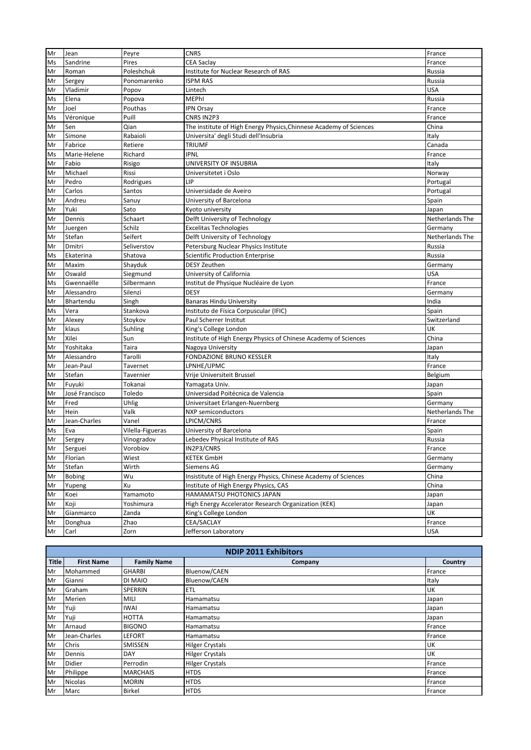| | | | | |
|---|---|---|---|---|
| Mr | Jean | Peyre | CNRS | France |
| Ms | Sandrine | Pires | CEA Saclay | France |
| Mr | Roman | Poleshchuk | Institute for Nuclear Research of RAS | Russia |
| Mr | Sergey | Ponomarenko | ISPM RAS | Russia |
| Mr | Vladimir | Popov | Lintech | USA |
| Ms | Elena | Popova | MEPhI | Russia |
| Mr | Joel | Pouthas | IPN Orsay | France |
| Ms | Véronique | Puill | CNRS IN2P3 | France |
| Mr | Sen | Qian | The institute of High Energy Physics,Chinnese Academy of Sciences | China |
| Mr | Simone | Rabaioli | Universita' degli Studi dell'Insubria | Italy |
| Mr | Fabrice | Retiere | TRIUMF | Canada |
| Ms | Marie-Helene | Richard | IPNL | France |
| Mr | Fabio | Risigo | UNIVERSITY OF INSUBRIA | Italy |
| Mr | Michael | Rissi | Universitetet i Oslo | Norway |
| Mr | Pedro | Rodrigues | LIP | Portugal |
| Mr | Carlos | Santos | Universidade de Aveiro | Portugal |
| Mr | Andreu | Sanuy | University of Barcelona | Spain |
| Mr | Yuki | Sato | Kyoto university | Japan |
| Mr | Dennis | Schaart | Delft University of Technology | Netherlands The |
| Mr | Juergen | Schilz | Excelitas Technologies | Germany |
| Mr | Stefan | Seifert | Delft University of Technology | Netherlands The |
| Mr | Dmitri | Seliverstov | Petersburg Nuclear Physics Institute | Russia |
| Ms | Ekaterina | Shatova | Scientific Production Enterprise | Russia |
| Mr | Maxim | Shayduk | DESY Zeuthen | Germany |
| Mr | Oswald | Siegmund | University of California | USA |
| Ms | Gwennaëlle | Silbermann | Institut de Physique Nucléaire de Lyon | France |
| Mr | Alessandro | Silenzi | DESY | Germany |
| Mr | Bhartendu | Singh | Banaras Hindu University | India |
| Ms | Vera | Stankova | Instituto de Física Corpuscular (IFIC) | Spain |
| Mr | Alexey | Stoykov | Paul Scherrer Institut | Switzerland |
| Mr | klaus | Suhling | King's College London | UK |
| Mr | Xilei | Sun | Institute of High Energy Physics of Chinese Academy of Sciences | China |
| Mr | Yoshitaka | Taira | Nagoya University | Japan |
| Mr | Alessandro | Tarolli | FONDAZIONE BRUNO KESSLER | Italy |
| Mr | Jean-Paul | Tavernet | LPNHE/UPMC | France |
| Mr | Stefan | Tavernier | Vrije Universiteit Brussel | Belgium |
| Mr | Fuyuki | Tokanai | Yamagata Univ. | Japan |
| Mr | José Francisco | Toledo | Universidad Poitécnica de Valencia | Spain |
| Mr | Fred | Uhlig | Universitaet Erlangen-Nuernberg | Germany |
| Mr | Hein | Valk | NXP semiconductors | Netherlands The |
| Mr | Jean-Charles | Vanel | LPICM/CNRS | France |
| Ms | Eva | Vilella-Figueras | University of Barcelona | Spain |
| Mr | Sergey | Vinogradov | Lebedev Physical Institute of RAS | Russia |
| Mr | Serguei | Vorobiov | IN2P3/CNRS | France |
| Mr | Florian | Wiest | KETEK GmbH | Germany |
| Mr | Stefan | Wirth | Siemens AG | Germany |
| Mr | Bobing | Wu | Insistitute of High Energy Physics, Chinese Academy of Sciences | China |
| Mr | Yupeng | Xu | Institute of High Energy Physics, CAS | China |
| Mr | Koei | Yamamoto | HAMAMATSU PHOTONICS JAPAN | Japan |
| Mr | Koji | Yoshimura | High Energy Accelerator Research Organization (KEK) | Japan |
| Mr | Gianmarco | Zanda | King's College London | UK |
| Mr | Donghua | Zhao | CEA/SACLAY | France |
| Mr | Carl | Zorn | Jefferson Laboratory | USA |

| NDIP 2011 Exhibitors | | | | |
|---|---|---|---|---|
| **Title** | **First Name** | **Family Name** | **Company** | **Country** |
| Mr | Mohammed | GHARBI | Bluenow/CAEN | France |
| Mr | Gianni | DI MAIO | Bluenow/CAEN | Italy |
| Mr | Graham | SPERRIN | ETL | UK |
| Mr | Merien | MILI | Hamamatsu | Japan |
| Mr | Yuji | IWAI | Hamamatsu | Japan |
| Mr | Yuji | HOTTA | Hamamatsu | Japan |
| Mr | Arnaud | BIGONO | Hamamatsu | France |
| Mr | Jean-Charles | LEFORT | Hamamatsu | France |
| Mr | Chris | SMISSEN | Hilger Crystals | UK |
| Mr | Dennis | DAY | Hilger Crystals | UK |
| Mr | Didier | Perrodin | Hilger Crystals | France |
| Mr | Philippe | MARCHAIS | HTDS | France |
| Mr | Nicolas | MORIN | HTDS | France |
| Mr | Marc | Birkel | HTDS | France |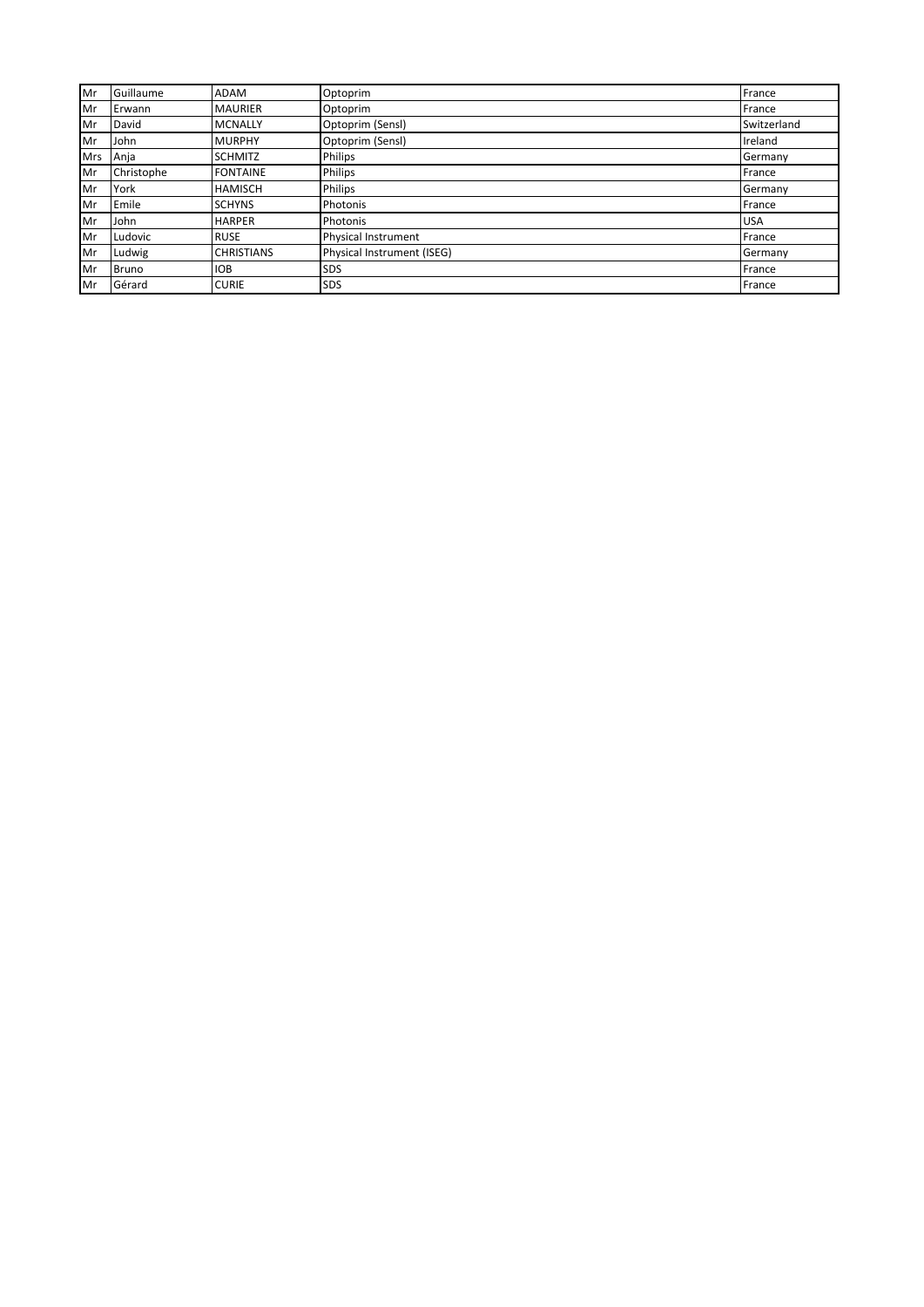| | | | | |
|---|---|---|---|---|
| Mr | Guillaume | ADAM | Optoprim | France |
| Mr | Erwann | MAURIER | Optoprim | France |
| Mr | David | MCNALLY | Optoprim (Sensl) | Switzerland |
| Mr | John | MURPHY | Optoprim (Sensl) | Ireland |
| Mrs | Anja | SCHMITZ | Philips | Germany |
| Mr | Christophe | FONTAINE | Philips | France |
| Mr | York | HAMISCH | Philips | Germany |
| Mr | Emile | SCHYNS | Photonis | France |
| Mr | John | HARPER | Photonis | USA |
| Mr | Ludovic | RUSE | Physical Instrument | France |
| Mr | Ludwig | CHRISTIANS | Physical Instrument (ISEG) | Germany |
| Mr | Bruno | IOB | SDS | France |
| Mr | Gérard | CURIE | SDS | France |